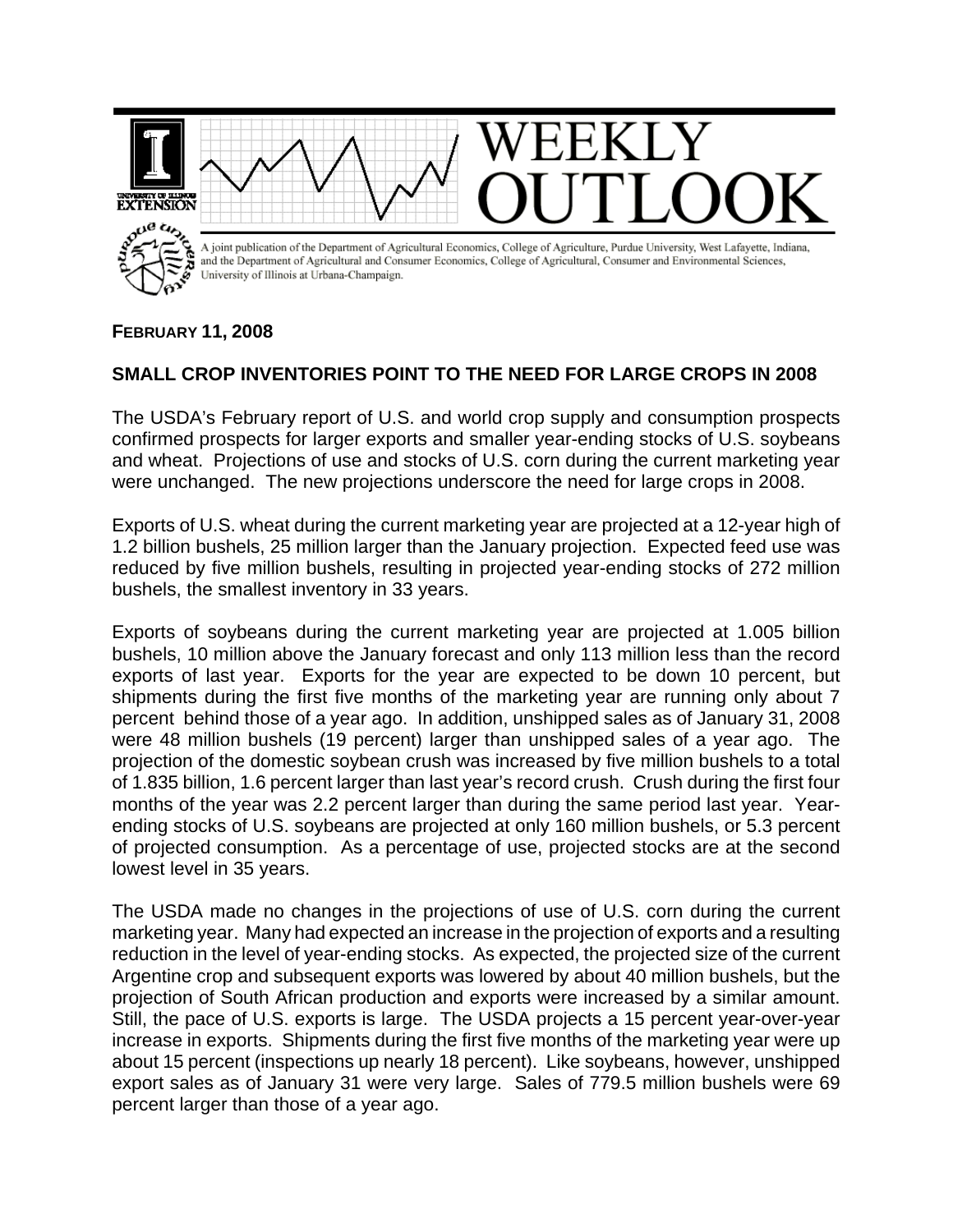# WEEKLY OUTLOOK

A joint publication of the Department of Agricultural Economics, College of Agriculture, Purdue University, West Lafayette, Indiana, and the Department of Agricultural and Consumer Economics, College of Agricultural, Consumer and Environmental Sciences, University of Illinois at Urbana-Champaign.

**FEBRUARY 11, 2008**

## SMALL CROP INVENTORIES POINT TO THE NEED FOR LARGE CROPS IN 2008

The USDA's February report of U.S. and world crop supply and consumption prospects confirmed prospects for larger exports and smaller year-ending stocks of U.S. soybeans and wheat. Projections of use and stocks of U.S. corn during the current marketing year were unchanged. The new projections underscore the need for large crops in 2008.

Exports of U.S. wheat during the current marketing year are projected at a 12-year high of 1.2 billion bushels, 25 million larger than the January projection. Expected feed use was reduced by five million bushels, resulting in projected year-ending stocks of 272 million bushels, the smallest inventory in 33 years.

Exports of soybeans during the current marketing year are projected at 1.005 billion bushels, 10 million above the January forecast and only 113 million less than the record exports of last year. Exports for the year are expected to be down 10 percent, but shipments during the first five months of the marketing year are running only about 7 percent behind those of a year ago. In addition, unshipped sales as of January 31, 2008 were 48 million bushels (19 percent) larger than unshipped sales of a year ago. The projection of the domestic soybean crush was increased by five million bushels to a total of 1.835 billion, 1.6 percent larger than last year's record crush. Crush during the first four months of the year was 2.2 percent larger than during the same period last year. Year-ending stocks of U.S. soybeans are projected at only 160 million bushels, or 5.3 percent of projected consumption. As a percentage of use, projected stocks are at the second lowest level in 35 years.

The USDA made no changes in the projections of use of U.S. corn during the current marketing year. Many had expected an increase in the projection of exports and a resulting reduction in the level of year-ending stocks. As expected, the projected size of the current Argentine crop and subsequent exports was lowered by about 40 million bushels, but the projection of South African production and exports were increased by a similar amount. Still, the pace of U.S. exports is large. The USDA projects a 15 percent year-over-year increase in exports. Shipments during the first five months of the marketing year were up about 15 percent (inspections up nearly 18 percent). Like soybeans, however, unshipped export sales as of January 31 were very large. Sales of 779.5 million bushels were 69 percent larger than those of a year ago.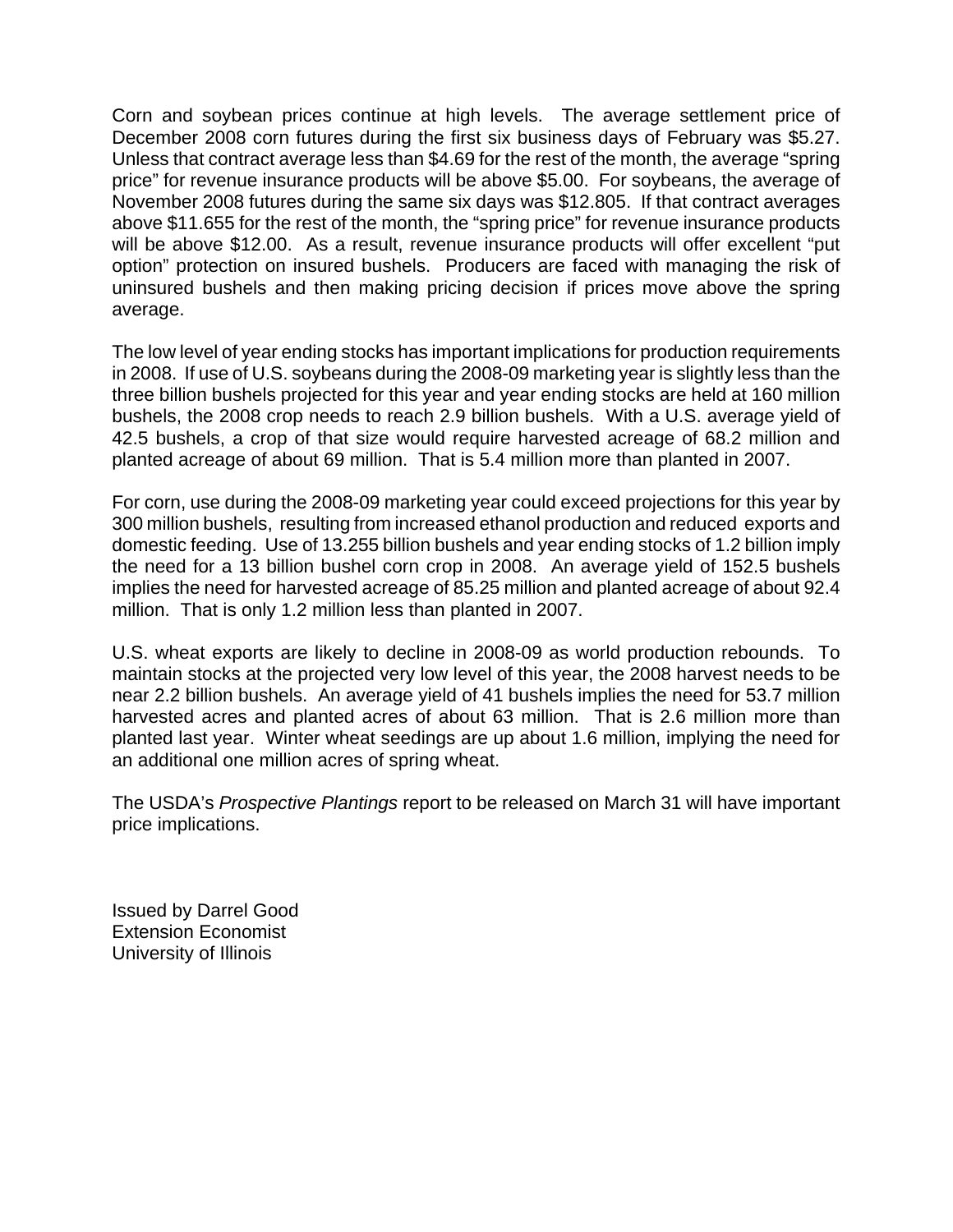Corn and soybean prices continue at high levels. The average settlement price of December 2008 corn futures during the first six business days of February was $5.27. Unless that contract average less than $4.69 for the rest of the month, the average "spring price" for revenue insurance products will be above $5.00. For soybeans, the average of November 2008 futures during the same six days was $12.805. If that contract averages above $11.655 for the rest of the month, the "spring price" for revenue insurance products will be above $12.00. As a result, revenue insurance products will offer excellent "put option" protection on insured bushels. Producers are faced with managing the risk of uninsured bushels and then making pricing decision if prices move above the spring average.

The low level of year ending stocks has important implications for production requirements in 2008. If use of U.S. soybeans during the 2008-09 marketing year is slightly less than the three billion bushels projected for this year and year ending stocks are held at 160 million bushels, the 2008 crop needs to reach 2.9 billion bushels. With a U.S. average yield of 42.5 bushels, a crop of that size would require harvested acreage of 68.2 million and planted acreage of about 69 million. That is 5.4 million more than planted in 2007.

For corn, use during the 2008-09 marketing year could exceed projections for this year by 300 million bushels, resulting from increased ethanol production and reduced exports and domestic feeding. Use of 13.255 billion bushels and year ending stocks of 1.2 billion imply the need for a 13 billion bushel corn crop in 2008. An average yield of 152.5 bushels implies the need for harvested acreage of 85.25 million and planted acreage of about 92.4 million. That is only 1.2 million less than planted in 2007.

U.S. wheat exports are likely to decline in 2008-09 as world production rebounds. To maintain stocks at the projected very low level of this year, the 2008 harvest needs to be near 2.2 billion bushels. An average yield of 41 bushels implies the need for 53.7 million harvested acres and planted acres of about 63 million. That is 2.6 million more than planted last year. Winter wheat seedings are up about 1.6 million, implying the need for an additional one million acres of spring wheat.

The USDA's *Prospective Plantings* report to be released on March 31 will have important price implications.

Issued by Darrel Good
Extension Economist
University of Illinois